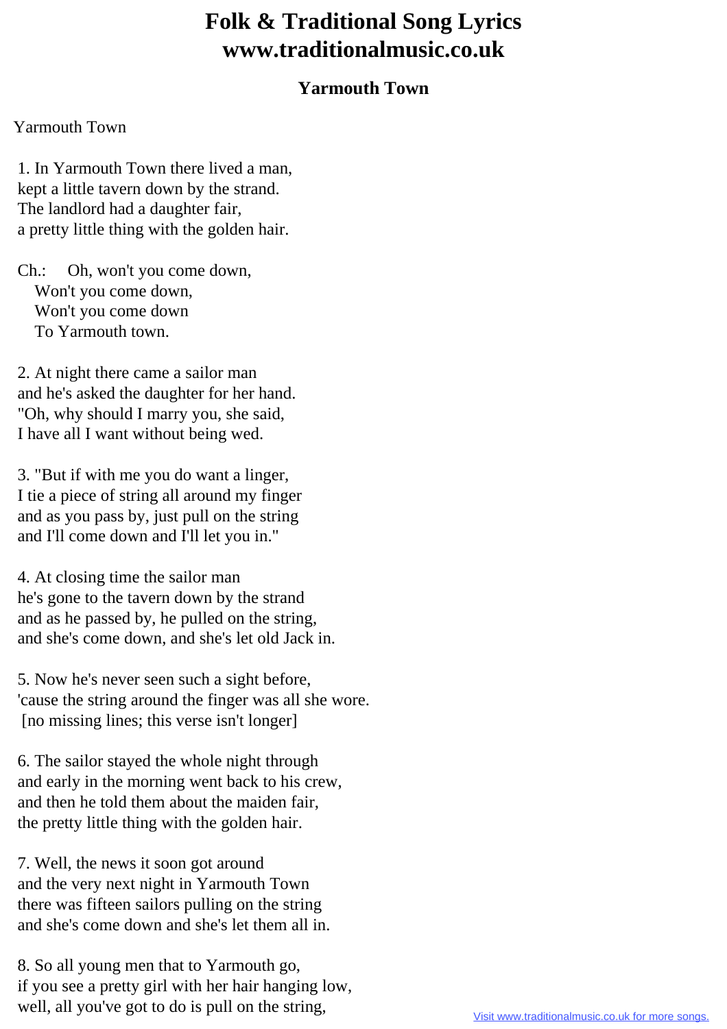# Folk & Traditional Song Lyrics
# www.traditionalmusic.co.uk

## Yarmouth Town

Yarmouth Town

1. In Yarmouth Town there lived a man,
kept a little tavern down by the strand.
The landlord had a daughter fair,
a pretty little thing with the golden hair.

Ch.: Oh, won't you come down,
Won't you come down,
Won't you come down
To Yarmouth town.

2. At night there came a sailor man
and he's asked the daughter for her hand.
"Oh, why should I marry you, she said,
I have all I want without being wed.

3. "But if with me you do want a linger,
I tie a piece of string all around my finger
and as you pass by, just pull on the string
and I'll come down and I'll let you in."

4. At closing time the sailor man
he's gone to the tavern down by the strand
and as he passed by, he pulled on the string,
and she's come down, and she's let old Jack in.

5. Now he's never seen such a sight before,
'cause the string around the finger was all she wore.
[no missing lines; this verse isn't longer]

6. The sailor stayed the whole night through
and early in the morning went back to his crew,
and then he told them about the maiden fair,
the pretty little thing with the golden hair.

7. Well, the news it soon got around
and the very next night in Yarmouth Town
there was fifteen sailors pulling on the string
and she's come down and she's let them all in.

8. So all young men that to Yarmouth go,
if you see a pretty girl with her hair hanging low,
well, all you've got to do is pull on the string,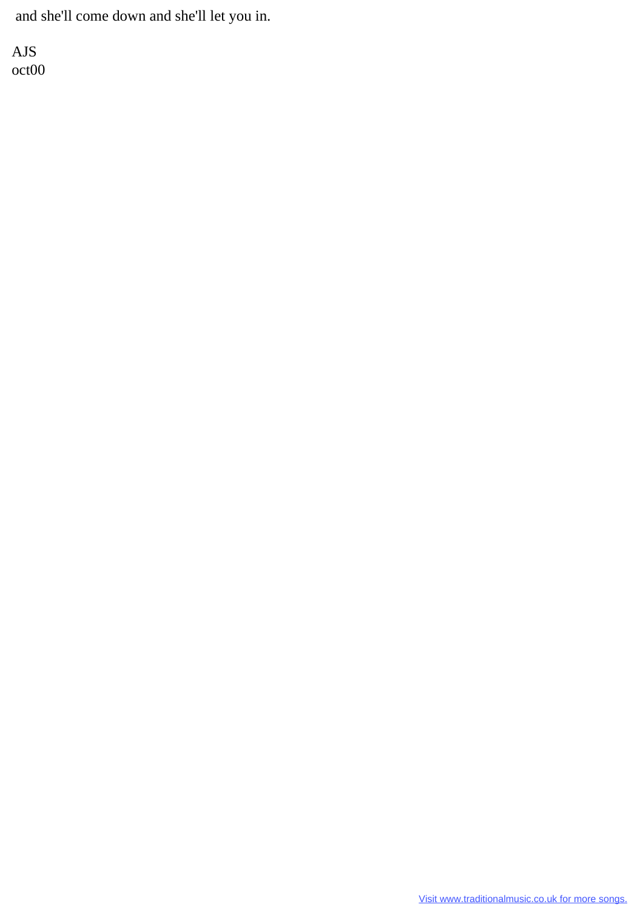and she'll come down and she'll let you in.

AJS
oct00